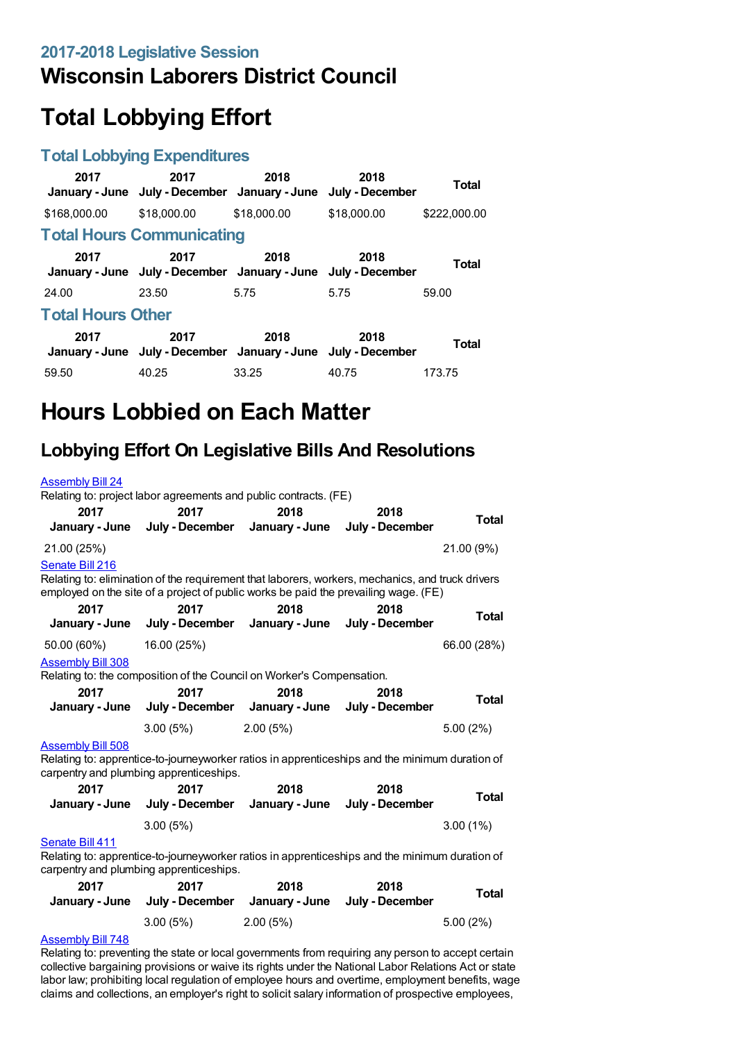### 2017-2018 Legislative Session

# Wisconsin Laborers District Council

# Total Lobbying Effort

### Total Lobbying Expenditures

| 2017 January - June | 2017 July - December | 2018 January - June | 2018 July - December | Total |
|---|---|---|---|---|
| $168,000.00 | $18,000.00 | $18,000.00 | $18,000.00 | $222,000.00 |

### Total Hours Communicating

| 2017 January - June | 2017 July - December | 2018 January - June | 2018 July - December | Total |
|---|---|---|---|---|
| 24.00 | 23.50 | 5.75 | 5.75 | 59.00 |

### Total Hours Other

| 2017 January - June | 2017 July - December | 2018 January - June | 2018 July - December | Total |
|---|---|---|---|---|
| 59.50 | 40.25 | 33.25 | 40.75 | 173.75 |

# Hours Lobbied on Each Matter

## Lobbying Effort On Legislative Bills And Resolutions

Assembly Bill 24

Relating to: project labor agreements and public contracts. (FE)

| 2017 January - June | 2017 July - December | 2018 January - June | 2018 July - December | Total |
|---|---|---|---|---|
| 21.00 (25%) | | | | 21.00 (9%) |

Senate Bill 216

Relating to: elimination of the requirement that laborers, workers, mechanics, and truck drivers employed on the site of a project of public works be paid the prevailing wage. (FE)

| 2017 January - June | 2017 July - December | 2018 January - June | 2018 July - December | Total |
|---|---|---|---|---|
| 50.00 (60%) | 16.00 (25%) | | | 66.00 (28%) |

Assembly Bill 308

Relating to: the composition of the Council on Worker's Compensation.

| 2017 January - June | 2017 July - December | 2018 January - June | 2018 July - December | Total |
|---|---|---|---|---|
| | 3.00 (5%) | 2.00 (5%) | | 5.00 (2%) |

Assembly Bill 508

Relating to: apprentice-to-journeyworker ratios in apprenticeships and the minimum duration of carpentry and plumbing apprenticeships.

| 2017 January - June | 2017 July - December | 2018 January - June | 2018 July - December | Total |
|---|---|---|---|---|
| | 3.00 (5%) | | | 3.00 (1%) |

Senate Bill 411

Relating to: apprentice-to-journeyworker ratios in apprenticeships and the minimum duration of carpentry and plumbing apprenticeships.

| 2017 January - June | 2017 July - December | 2018 January - June | 2018 July - December | Total |
|---|---|---|---|---|
| | 3.00 (5%) | 2.00 (5%) | | 5.00 (2%) |

Assembly Bill 748

Relating to: preventing the state or local governments from requiring any person to accept certain collective bargaining provisions or waive its rights under the National Labor Relations Act or state labor law; prohibiting local regulation of employee hours and overtime, employment benefits, wage claims and collections, an employer's right to solicit salary information of prospective employees,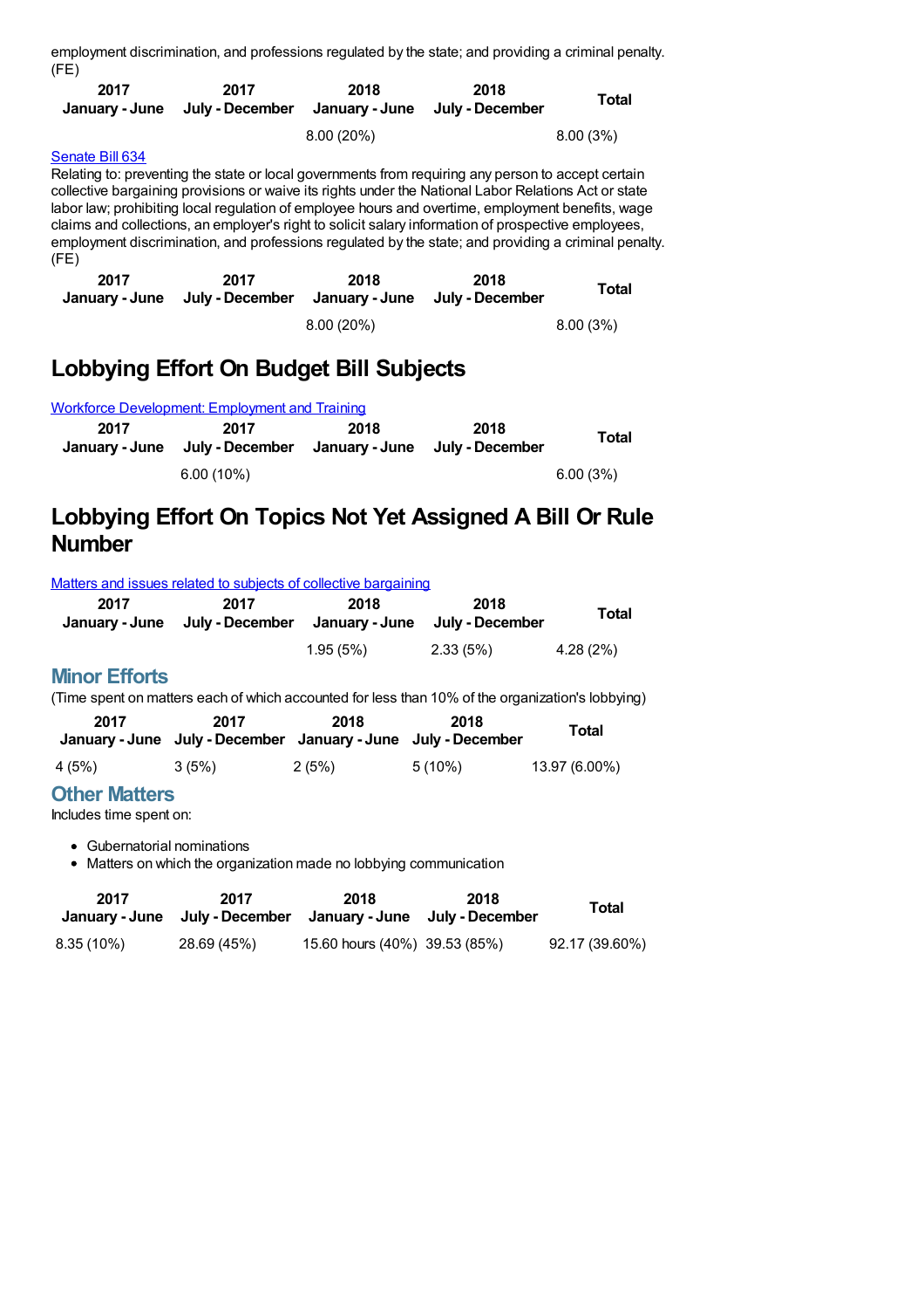employment discrimination, and professions regulated by the state; and providing a criminal penalty. (FE)

| 2017 January - June | 2017 July - December | 2018 January - June | 2018 July - December | Total |
|---|---|---|---|---|
| | | 8.00 (20%) | | 8.00 (3%) |

[Senate Bill 634](#)

Relating to: preventing the state or local governments from requiring any person to accept certain collective bargaining provisions or waive its rights under the National Labor Relations Act or state labor law; prohibiting local regulation of employee hours and overtime, employment benefits, wage claims and collections, an employer's right to solicit salary information of prospective employees, employment discrimination, and professions regulated by the state; and providing a criminal penalty. (FE)

| 2017 January - June | 2017 July - December | 2018 January - June | 2018 July - December | Total |
|---|---|---|---|---|
| | | 8.00 (20%) | | 8.00 (3%) |

## Lobbying Effort On Budget Bill Subjects

[Workforce Development: Employment and Training](#)

| 2017 January - June | 2017 July - December | 2018 January - June | 2018 July - December | Total |
|---|---|---|---|---|
| | 6.00 (10%) | | | 6.00 (3%) |

## Lobbying Effort On Topics Not Yet Assigned A Bill Or Rule Number

[Matters and issues related to subjects of collective bargaining](#)

| 2017 January - June | 2017 July - December | 2018 January - June | 2018 July - December | Total |
|---|---|---|---|---|
| | | 1.95 (5%) | 2.33 (5%) | 4.28 (2%) |

### Minor Efforts

(Time spent on matters each of which accounted for less than 10% of the organization's lobbying)

| 2017 January - June | 2017 July - December | 2018 January - June | 2018 July - December | Total |
|---|---|---|---|---|
| 4 (5%) | 3 (5%) | 2 (5%) | 5 (10%) | 13.97 (6.00%) |

### Other Matters

Includes time spent on:

- Gubernatorial nominations
- Matters on which the organization made no lobbying communication

| 2017 January - June | 2017 July - December | 2018 January - June | 2018 July - December | Total |
|---|---|---|---|---|
| 8.35 (10%) | 28.69 (45%) | 15.60 hours (40%) | 39.53 (85%) | 92.17 (39.60%) |